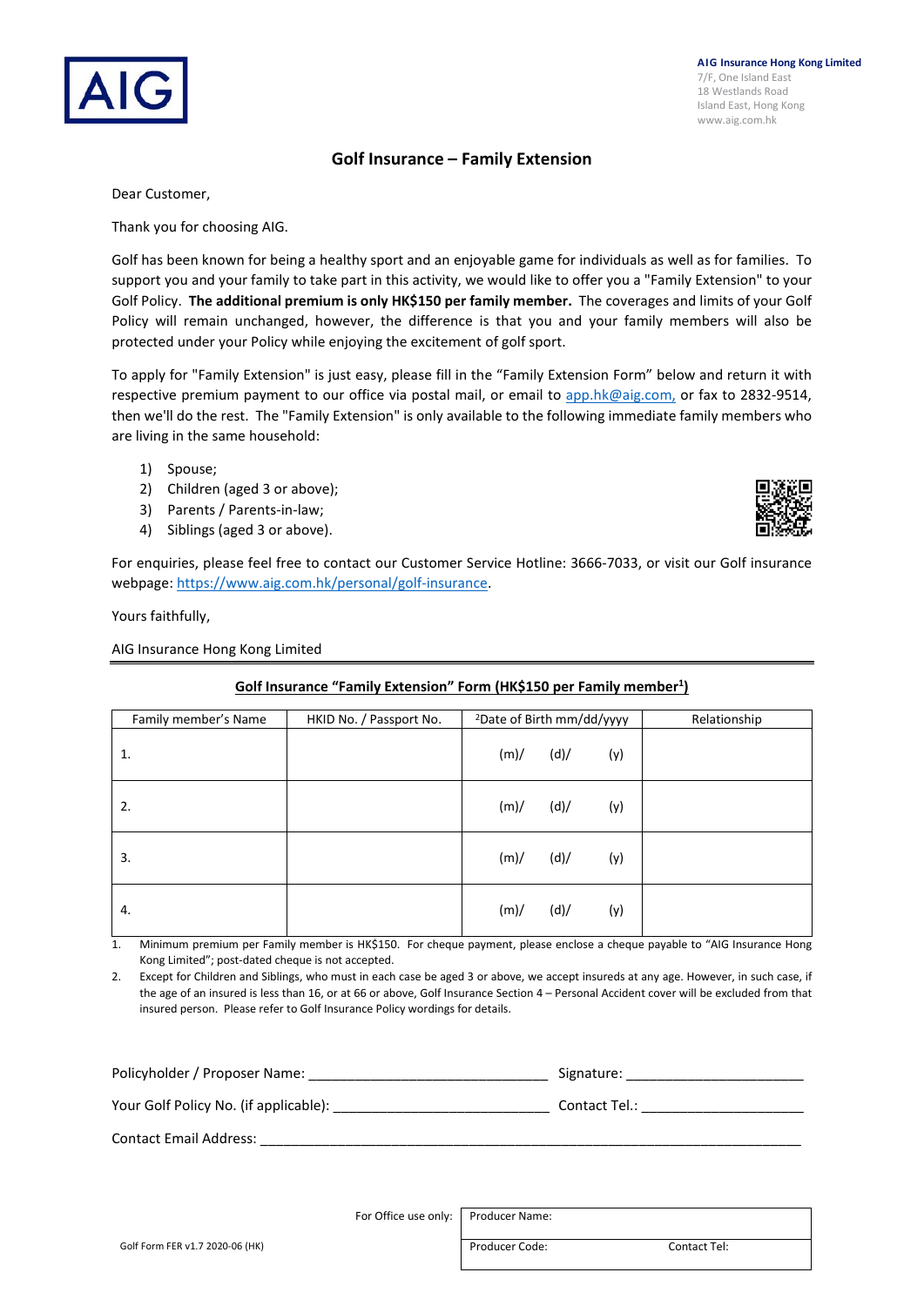AIG

**AIG Insurance Hong Kong Limited**
7/F, One Island East
18 Westlands Road
Island East, Hong Kong
www.aig.com.hk

# Golf Insurance – Family Extension

Dear Customer,

Thank you for choosing AIG.

Golf has been known for being a healthy sport and an enjoyable game for individuals as well as for families. To support you and your family to take part in this activity, we would like to offer you a "Family Extension" to your Golf Policy. **The additional premium is only HK$150 per family member.** The coverages and limits of your Golf Policy will remain unchanged, however, the difference is that you and your family members will also be protected under your Policy while enjoying the excitement of golf sport.

To apply for "Family Extension" is just easy, please fill in the "Family Extension Form" below and return it with respective premium payment to our office via postal mail, or email to app.hk@aig.com, or fax to 2832-9514, then we'll do the rest. The "Family Extension" is only available to the following immediate family members who are living in the same household:

1) Spouse;
2) Children (aged 3 or above);
3) Parents / Parents-in-law;
4) Siblings (aged 3 or above).

For enquiries, please feel free to contact our Customer Service Hotline: 3666-7033, or visit our Golf insurance webpage: https://www.aig.com.hk/personal/golf-insurance.

Yours faithfully,

AIG Insurance Hong Kong Limited

---

## Golf Insurance "Family Extension" Form (HK$150 per Family member[1])

| Family member's Name | HKID No. / Passport No. | [2]Date of Birth mm/dd/yyyy | Relationship |
|---|---|---|---|
| 1. | | (m)/ (d)/ (y) | |
| 2. | | (m)/ (d)/ (y) | |
| 3. | | (m)/ (d)/ (y) | |
| 4. | | (m)/ (d)/ (y) | |

1. Minimum premium per Family member is HK$150. For cheque payment, please enclose a cheque payable to "AIG Insurance Hong Kong Limited"; post-dated cheque is not accepted.
2. Except for Children and Siblings, who must in each case be aged 3 or above, we accept insureds at any age. However, in such case, if the age of an insured is less than 16, or at 66 or above, Golf Insurance Section 4 – Personal Accident cover will be excluded from that insured person. Please refer to Golf Insurance Policy wordings for details.

Policyholder / Proposer Name: ______________________________ Signature: ______________________

Your Golf Policy No. (if applicable): ___________________________ Contact Tel.: ____________________

Contact Email Address: ______________________________________________________________________

For Office use only:

| Producer Name: | |
|---|---|
| Producer Code: | Contact Tel: |

Golf Form FER v1.7 2020-06 (HK)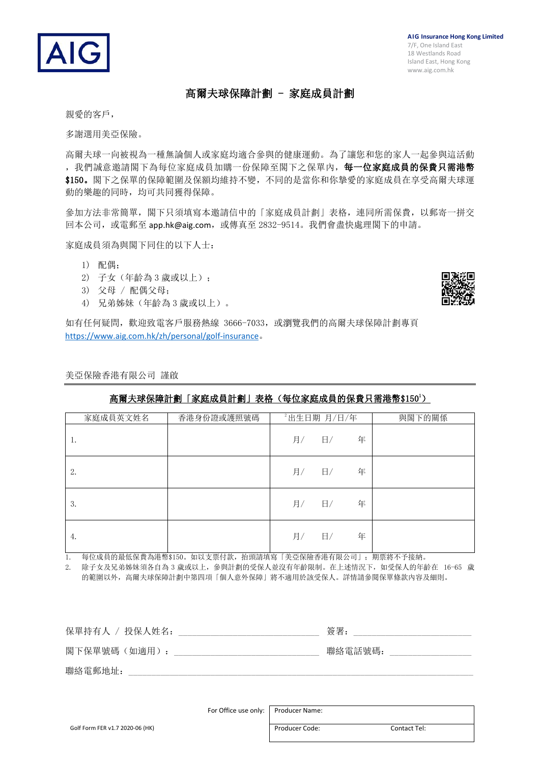AIG

**AIG Insurance Hong Kong Limited**
7/F, One Island East
18 Westlands Road
Island East, Hong Kong
www.aig.com.hk

# 高爾夫球保障計劃 – 家庭成員計劃

親愛的客戶，

多謝選用美亞保險。

高爾夫球一向被視為一種無論個人或家庭均適合參與的健康運動。為了讓您和您的家人一起參與這活動，我們誠意邀請閣下為每位家庭成員加購一份保障至閣下之保單內，**每一位家庭成員的保費只需港幣$150。**閣下之保單的保障範圍及保額均維持不變，不同的是當你和你摯愛的家庭成員在享受高爾夫球運動的樂趣的同時，均可共同獲得保障。

參加方法非常簡單，閣下只須填寫本邀請信中的「家庭成員計劃」表格，連同所需保費，以郵寄一拼交回本公司，或電郵至 app.hk@aig.com，或傳真至 2832-9514。我們會盡快處理閣下的申請。

家庭成員須為與閣下同住的以下人士：

1) 配偶；
2) 子女（年齡為 3 歲或以上）；
3) 父母 / 配偶父母；
4) 兄弟姊妹（年齡為 3 歲或以上）。

如有任何疑問，歡迎致電客戶服務熱線 3666-7033，或瀏覽我們的高爾夫球保障計劃專頁 https://www.aig.com.hk/zh/personal/golf-insurance。

美亞保險香港有限公司 謹啟

## 高爾夫球保障計劃「家庭成員計劃」表格（每位家庭成員的保費只需港幣$150[1]）

| 家庭成員英文姓名 | 香港身份證或護照號碼 | [2]出生日期 月/日/年 | 與閣下的關係 |
|---|---|---|---|
| 1. | | 月/ 日/ 年 | |
| 2. | | 月/ 日/ 年 | |
| 3. | | 月/ 日/ 年 | |
| 4. | | 月/ 日/ 年 | |

1. 每位成員的最低保費為港幣$150。如以支票付款，抬頭請填寫「美亞保險香港有限公司」；期票將不予接納。
2. 除子女及兄弟姊妹須各自為 3 歲或以上，參與計劃的受保人並沒有年齡限制。在上述情況下，如受保人的年齡在 16-65 歲的範圍以外，高爾夫球保障計劃中第四項「個人意外保障」將不適用於該受保人。詳情請參閱保單條款內容及細則。

保單持有人 / 投保人姓名：________________ 簽署：________________

閣下保單號碼（如適用）：________________ 聯絡電話號碼：________________

聯絡電郵地址：________________________________

For Office use only:

| | |
|---|---|
| Producer Name: | |
| Producer Code: | Contact Tel: |

Golf Form FER v1.7 2020-06 (HK)